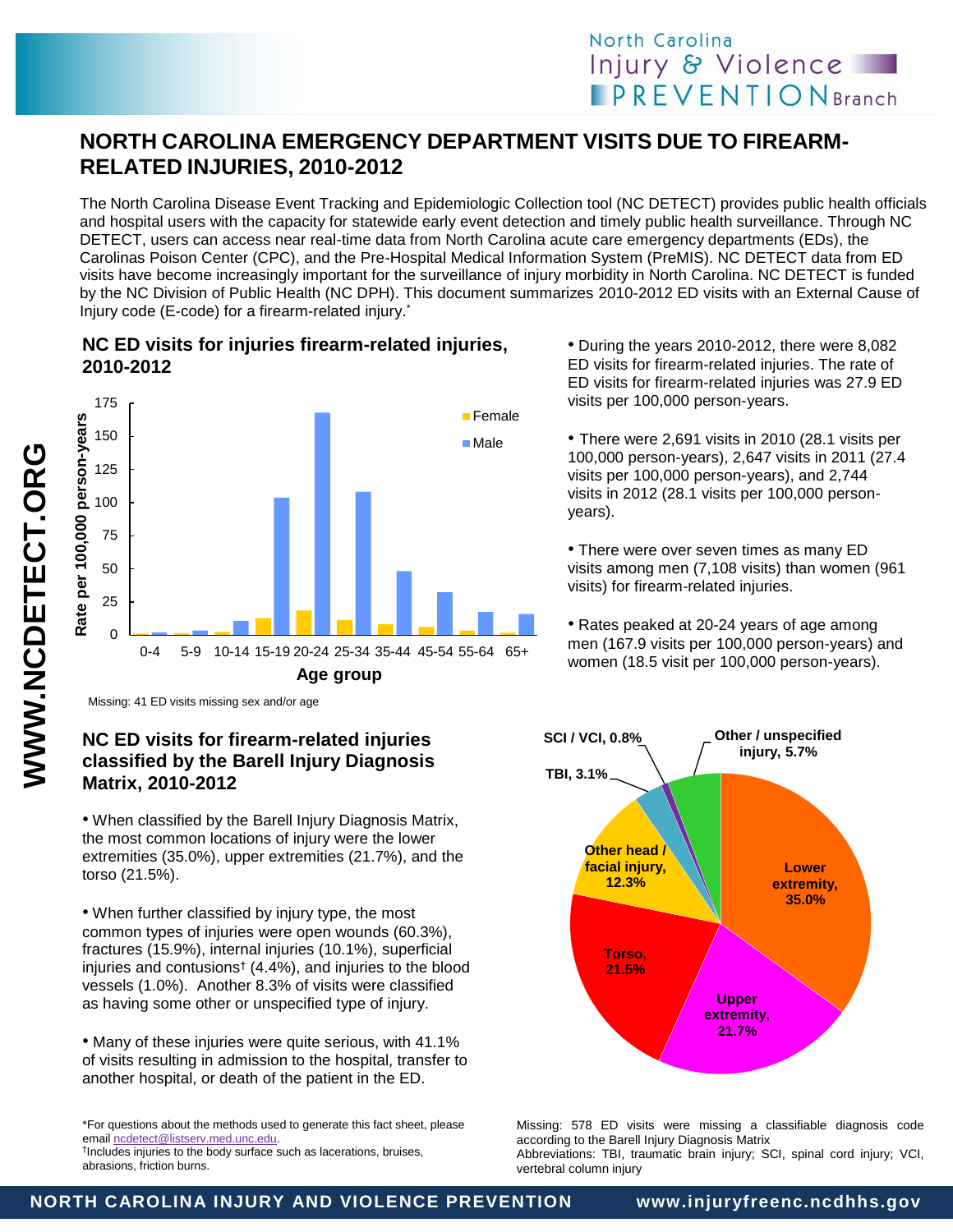# NORTH CAROLINA EMERGENCY DEPARTMENT VISITS DUE TO FIREARM-RELATED INJURIES, 2010-2012

The North Carolina Disease Event Tracking and Epidemiologic Collection tool (NC DETECT) provides public health officials and hospital users with the capacity for statewide early event detection and timely public health surveillance. Through NC DETECT, users can access near real-time data from North Carolina acute care emergency departments (EDs), the Carolinas Poison Center (CPC), and the Pre-Hospital Medical Information System (PreMIS). NC DETECT data from ED visits have become increasingly important for the surveillance of injury morbidity in North Carolina. NC DETECT is funded by the NC Division of Public Health (NC DPH). This document summarizes 2010-2012 ED visits with an External Cause of Injury code (E-code) for a firearm-related injury.*

## NC ED visits for injuries firearm-related injuries, 2010-2012

Missing: 41 ED visits missing sex and/or age

- During the years 2010-2012, there were 8,082 ED visits for firearm-related injuries. The rate of ED visits for firearm-related injuries was 27.9 ED visits per 100,000 person-years.
- There were 2,691 visits in 2010 (28.1 visits per 100,000 person-years), 2,647 visits in 2011 (27.4 visits per 100,000 person-years), and 2,744 visits in 2012 (28.1 visits per 100,000 person-years).
- There were over seven times as many ED visits among men (7,108 visits) than women (961 visits) for firearm-related injuries.
- Rates peaked at 20-24 years of age among men (167.9 visits per 100,000 person-years) and women (18.5 visit per 100,000 person-years).

## NC ED visits for firearm-related injuries classified by the Barell Injury Diagnosis Matrix, 2010-2012

- When classified by the Barell Injury Diagnosis Matrix, the most common locations of injury were the lower extremities (35.0%), upper extremities (21.7%), and the torso (21.5%).
- When further classified by injury type, the most common types of injuries were open wounds (60.3%), fractures (15.9%), internal injuries (10.1%), superficial injuries and contusions† (4.4%), and injuries to the blood vessels (1.0%). Another 8.3% of visits were classified as having some other or unspecified type of injury.
- Many of these injuries were quite serious, with 41.1% of visits resulting in admission to the hospital, transfer to another hospital, or death of the patient in the ED.

Missing: 578 ED visits were missing a classifiable diagnosis code according to the Barell Injury Diagnosis Matrix
Abbreviations: TBI, traumatic brain injury; SCI, spinal cord injury; VCI, vertebral column injury

*For questions about the methods used to generate this fact sheet, please email ncdetect@listserv.med.unc.edu.
†Includes injuries to the body surface such as lacerations, bruises, abrasions, friction burns.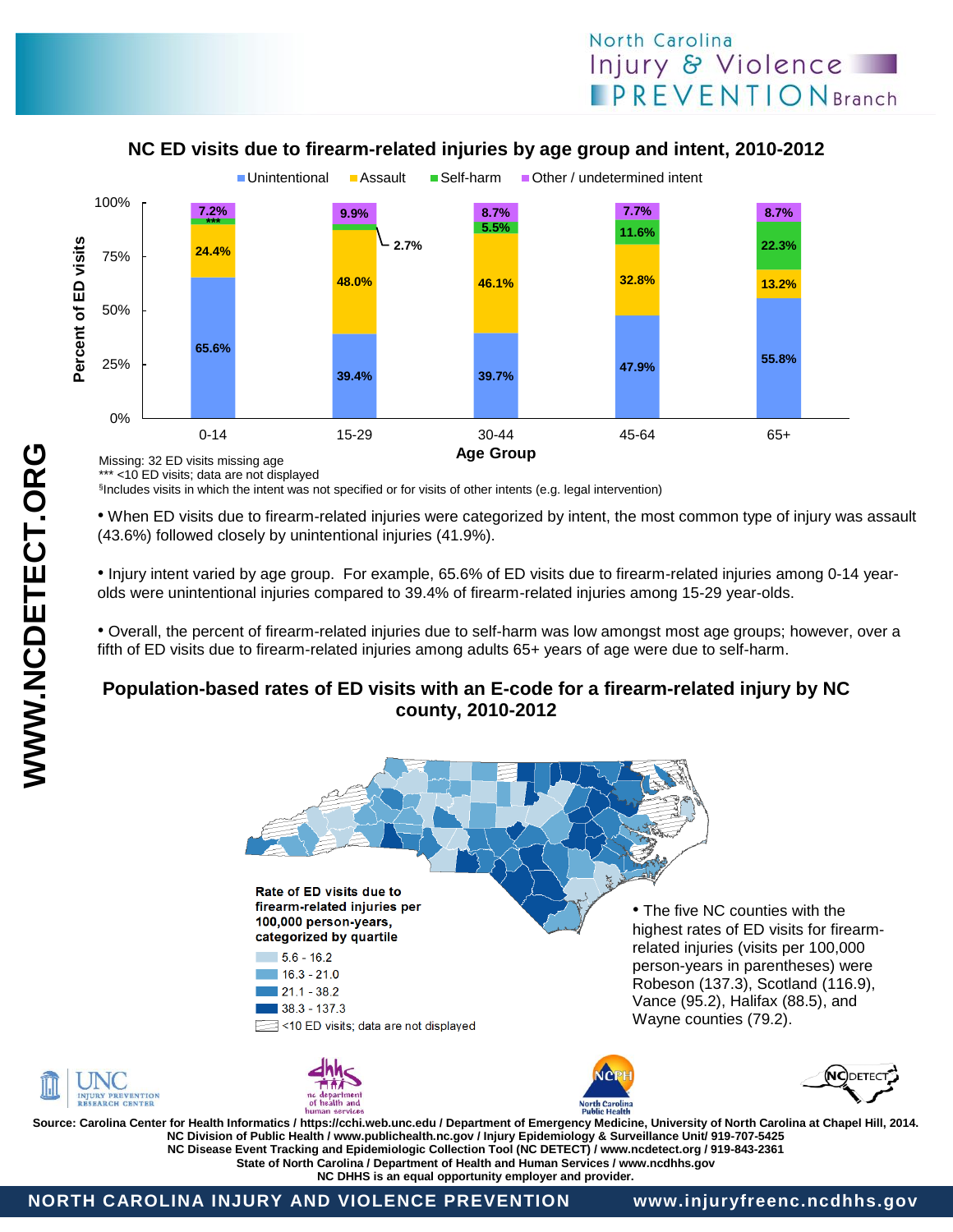## NC ED visits due to firearm-related injuries by age group and intent, 2010-2012

Unintentional
Assault
Self-harm
Other / undetermined intent

100%
75%
50%
25%
0%

Percent of ED visits

0-14: 65.6%, 24.4%, ***, 7.2%
15-29: 39.4%, 48.0%, 2.7%, 9.9%
30-44: 39.7%, 46.1%, 5.5%, 8.7%
45-64: 47.9%, 32.8%, 11.6%, 7.7%
65+: 55.8%, 13.2%, 22.3%, 8.7%

Age Group

Missing: 32 ED visits missing age
*** <10 ED visits; data are not displayed
§Includes visits in which the intent was not specified or for visits of other intents (e.g. legal intervention)

- When ED visits due to firearm-related injuries were categorized by intent, the most common type of injury was assault (43.6%) followed closely by unintentional injuries (41.9%).
- Injury intent varied by age group. For example, 65.6% of ED visits due to firearm-related injuries among 0-14 year-olds were unintentional injuries compared to 39.4% of firearm-related injuries among 15-29 year-olds.
- Overall, the percent of firearm-related injuries due to self-harm was low amongst most age groups; however, over a fifth of ED visits due to firearm-related injuries among adults 65+ years of age were due to self-harm.

## Population-based rates of ED visits with an E-code for a firearm-related injury by NC county, 2010-2012

Rate of ED visits due to firearm-related injuries per 100,000 person-years, categorized by quartile
5.6 - 16.2
16.3 - 21.0
21.1 - 38.2
38.3 - 137.3
<10 ED visits; data are not displayed

- The five NC counties with the highest rates of ED visits for firearm-related injuries (visits per 100,000 person-years in parentheses) were Robeson (137.3), Scotland (116.9), Vance (95.2), Halifax (88.5), and Wayne counties (79.2).

Source: Carolina Center for Health Informatics / https://cchi.web.unc.edu / Department of Emergency Medicine, University of North Carolina at Chapel Hill, 2014.
NC Division of Public Health / www.publichealth.nc.gov / Injury Epidemiology & Surveillance Unit/ 919-707-5425
NC Disease Event Tracking and Epidemiologic Collection Tool (NC DETECT) / www.ncdetect.org / 919-843-2361
State of North Carolina / Department of Health and Human Services / www.ncdhhs.gov
NC DHHS is an equal opportunity employer and provider.